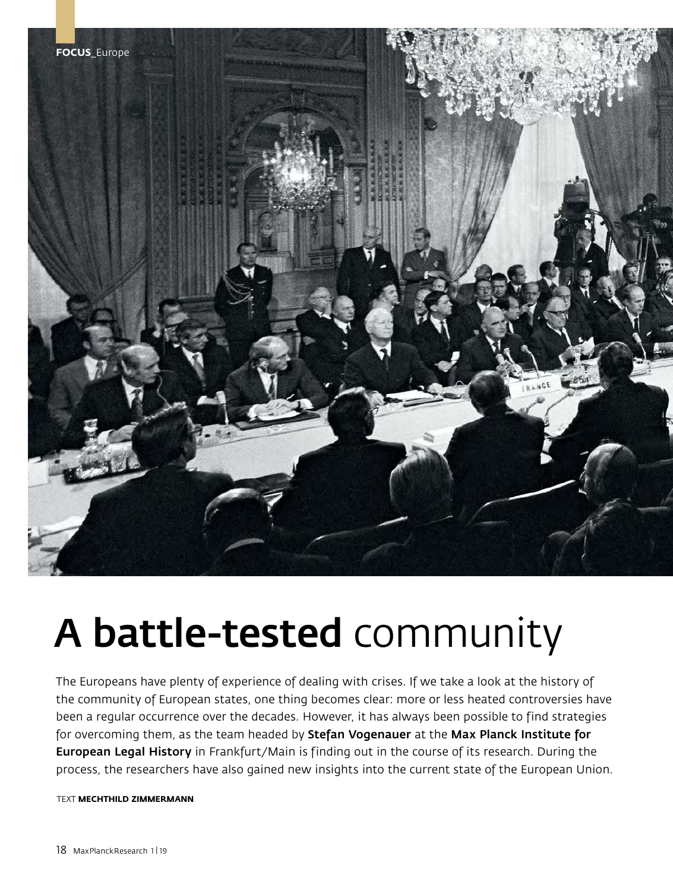# A battle-tested community

The Europeans have plenty of experience of dealing with crises. If we take a look at the history of the community of European states, one thing becomes clear: more or less heated controversies have been a regular occurrence over the decades. However, it has always been possible to find strategies for overcoming them, as the team headed by **Stefan Vogenauer** at the **Max Planck Institute for European Legal History** in Frankfurt/Main is finding out in the course of its research. During the process, the researchers have also gained new insights into the current state of the European Union.

TEXT **MECHTHILD ZIMMERMANN**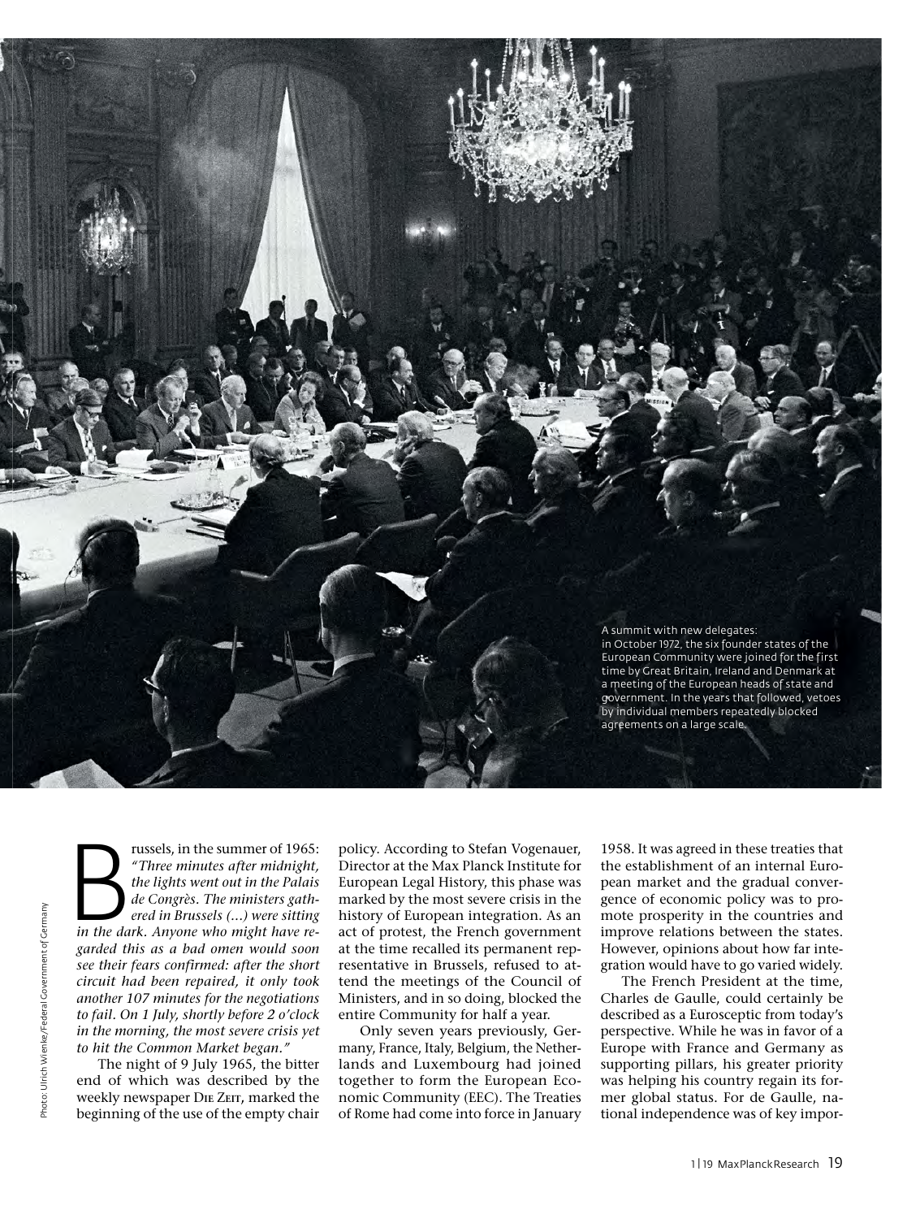A summit with new delegates: in October 1972, the six founder states of the European Community were joined for the first time by Great Britain, Ireland and Denmark at a meeting of the European heads of state and government. In the years that followed, vetoes by individual members repeatedly blocked agreements on a large scale.

Photo: Ulrich Wienke/Federal Government of Germany

Brussels, in the summer of 1965: *"Three minutes after midnight, the lights went out in the Palais de Congrès. The ministers gathered in Brussels (...) were sitting in the dark. Anyone who might have regarded this as a bad omen would soon see their fears confirmed: after the short circuit had been repaired, it only took another 107 minutes for the negotiations to fail. On 1 July, shortly before 2 o'clock in the morning, the most severe crisis yet to hit the Common Market began."*

The night of 9 July 1965, the bitter end of which was described by the weekly newspaper DIE ZEIT, marked the beginning of the use of the empty chair policy. According to Stefan Vogenauer, Director at the Max Planck Institute for European Legal History, this phase was marked by the most severe crisis in the history of European integration. As an act of protest, the French government at the time recalled its permanent representative in Brussels, refused to attend the meetings of the Council of Ministers, and in so doing, blocked the entire Community for half a year.

Only seven years previously, Germany, France, Italy, Belgium, the Netherlands and Luxembourg had joined together to form the European Economic Community (EEC). The Treaties of Rome had come into force in January 1958. It was agreed in these treaties that the establishment of an internal European market and the gradual convergence of economic policy was to promote prosperity in the countries and improve relations between the states. However, opinions about how far integration would have to go varied widely.

The French President at the time, Charles de Gaulle, could certainly be described as a Eurosceptic from today's perspective. While he was in favor of a Europe with France and Germany as supporting pillars, his greater priority was helping his country regain its former global status. For de Gaulle, national independence was of key impor-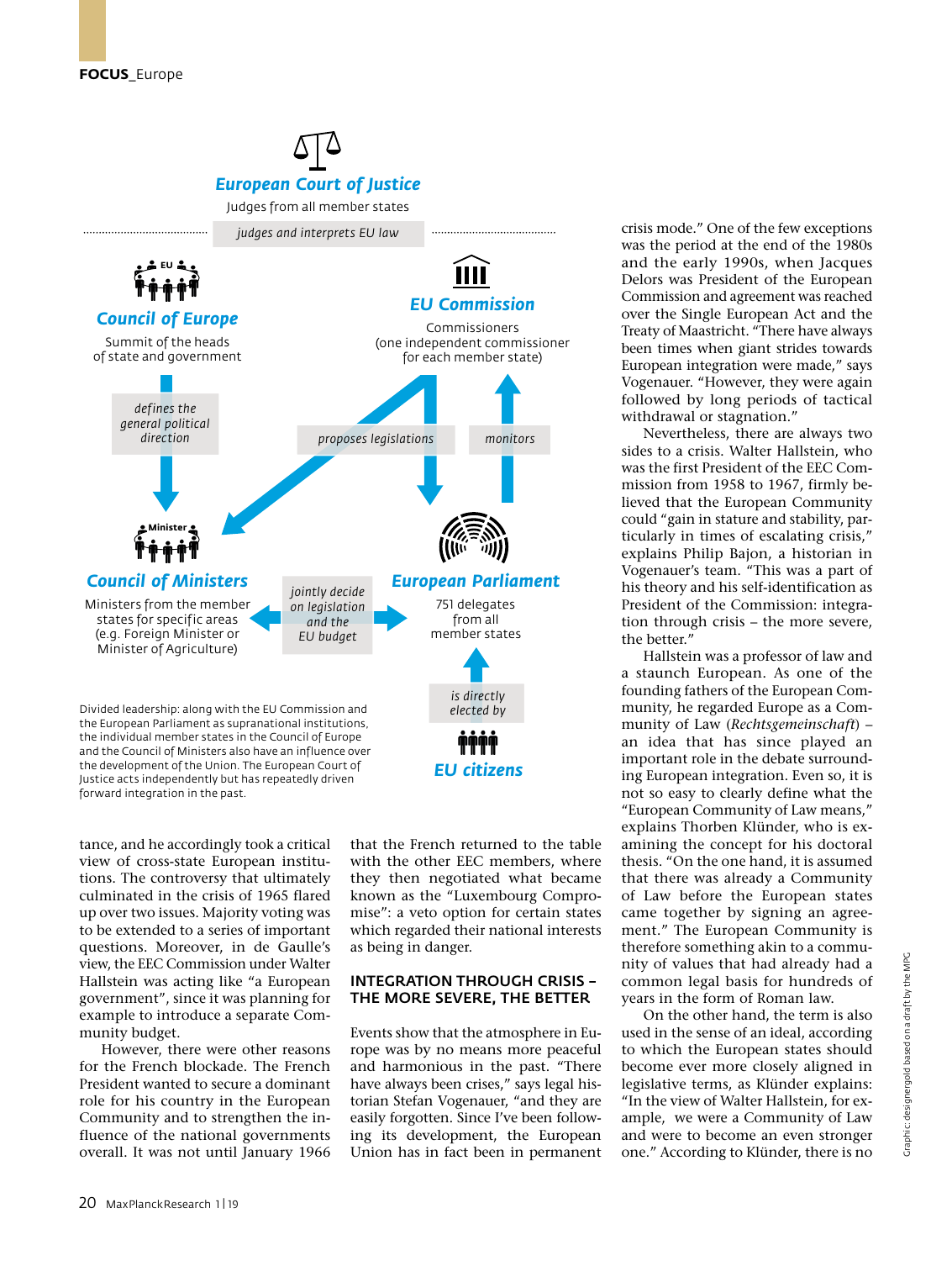**FOCUS**_Europe

**European Court of Justice**
Judges from all member states
*judges and interprets EU law*

**Council of Europe**
Summit of the heads of state and government

*defines the general political direction*

**EU Commission**
Commissioners (one independent commissioner for each member state)

*proposes legislations*

*monitors*

**Council of Ministers**
Ministers from the member states for specific areas (e.g. Foreign Minister or Minister of Agriculture)

*jointly decide on legislation and the EU budget*

**European Parliament**
751 delegates from all member states

*is directly elected by*

**EU citizens**

Divided leadership: along with the EU Commission and the European Parliament as supranational institutions, the individual member states in the Council of Europe and the Council of Ministers also have an influence over the development of the Union. The European Court of Justice acts independently but has repeatedly driven forward integration in the past.

tance, and he accordingly took a critical view of cross-state European institutions. The controversy that ultimately culminated in the crisis of 1965 flared up over two issues. Majority voting was to be extended to a series of important questions. Moreover, in de Gaulle's view, the EEC Commission under Walter Hallstein was acting like "a European government", since it was planning for example to introduce a separate Community budget.

However, there were other reasons for the French blockade. The French President wanted to secure a dominant role for his country in the European Community and to strengthen the influence of the national governments overall. It was not until January 1966 that the French returned to the table with the other EEC members, where they then negotiated what became known as the "Luxembourg Compromise": a veto option for certain states which regarded their national interests as being in danger.

## INTEGRATION THROUGH CRISIS – THE MORE SEVERE, THE BETTER

Events show that the atmosphere in Europe was by no means more peaceful and harmonious in the past. "There have always been crises," says legal historian Stefan Vogenauer, "and they are easily forgotten. Since I've been following its development, the European Union has in fact been in permanent crisis mode." One of the few exceptions was the period at the end of the 1980s and the early 1990s, when Jacques Delors was President of the European Commission and agreement was reached over the Single European Act and the Treaty of Maastricht. "There have always been times when giant strides towards European integration were made," says Vogenauer. "However, they were again followed by long periods of tactical withdrawal or stagnation."

Nevertheless, there are always two sides to a crisis. Walter Hallstein, who was the first President of the EEC Commission from 1958 to 1967, firmly believed that the European Community could "gain in stature and stability, particularly in times of escalating crisis," explains Philip Bajon, a historian in Vogenauer's team. "This was a part of his theory and his self-identification as President of the Commission: integration through crisis – the more severe, the better."

Hallstein was a professor of law and a staunch European. As one of the founding fathers of the European Community, he regarded Europe as a Community of Law (*Rechtsgemeinschaft*) – an idea that has since played an important role in the debate surrounding European integration. Even so, it is not so easy to clearly define what the "European Community of Law means," explains Thorben Klünder, who is examining the concept for his doctoral thesis. "On the one hand, it is assumed that there was already a Community of Law before the European states came together by signing an agreement." The European Community is therefore something akin to a community of values that had already had a common legal basis for hundreds of years in the form of Roman law.

On the other hand, the term is also used in the sense of an ideal, according to which the European states should become ever more closely aligned in legislative terms, as Klünder explains: "In the view of Walter Hallstein, for example, we were a Community of Law and were to become an even stronger one." According to Klünder, there is no

Graphic: designergold based on a draft by the MPG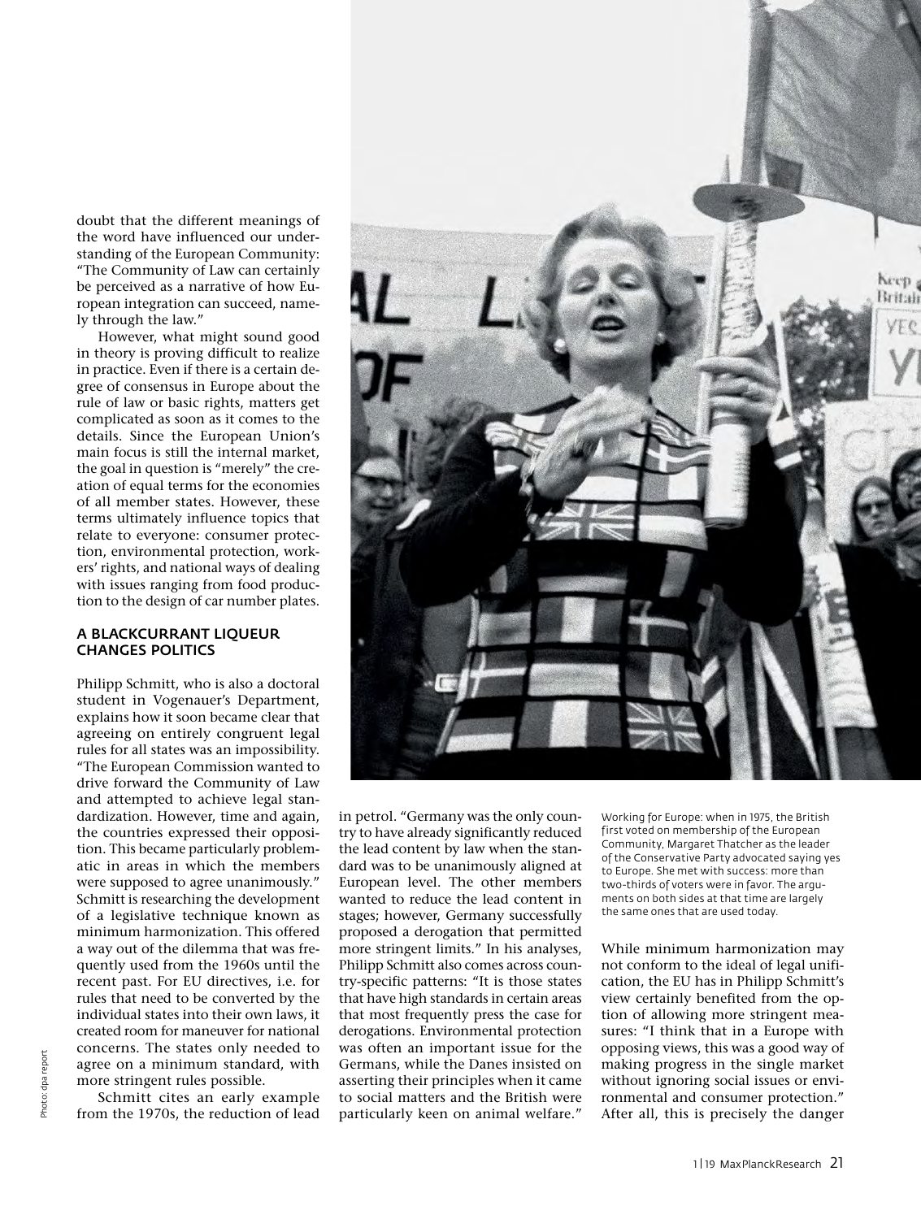doubt that the different meanings of the word have influenced our understanding of the European Community: "The Community of Law can certainly be perceived as a narrative of how European integration can succeed, namely through the law."

However, what might sound good in theory is proving difficult to realize in practice. Even if there is a certain degree of consensus in Europe about the rule of law or basic rights, matters get complicated as soon as it comes to the details. Since the European Union's main focus is still the internal market, the goal in question is "merely" the creation of equal terms for the economies of all member states. However, these terms ultimately influence topics that relate to everyone: consumer protection, environmental protection, workers' rights, and national ways of dealing with issues ranging from food production to the design of car number plates.

## A BLACKCURRANT LIQUEUR CHANGES POLITICS

Philipp Schmitt, who is also a doctoral student in Vogenauer's Department, explains how it soon became clear that agreeing on entirely congruent legal rules for all states was an impossibility. "The European Commission wanted to drive forward the Community of Law and attempted to achieve legal standardization. However, time and again, the countries expressed their opposition. This became particularly problematic in areas in which the members were supposed to agree unanimously." Schmitt is researching the development of a legislative technique known as minimum harmonization. This offered a way out of the dilemma that was frequently used from the 1960s until the recent past. For EU directives, i.e. for rules that need to be converted by the individual states into their own laws, it created room for maneuver for national concerns. The states only needed to agree on a minimum standard, with more stringent rules possible.

Schmitt cites an early example from the 1970s, the reduction of lead in petrol. "Germany was the only country to have already significantly reduced the lead content by law when the standard was to be unanimously aligned at European level. The other members wanted to reduce the lead content in stages; however, Germany successfully proposed a derogation that permitted more stringent limits." In his analyses, Philipp Schmitt also comes across country-specific patterns: "It is those states that have high standards in certain areas that most frequently press the case for derogations. Environmental protection was often an important issue for the Germans, while the Danes insisted on asserting their principles when it came to social matters and the British were particularly keen on animal welfare."

Working for Europe: when in 1975, the British first voted on membership of the European Community, Margaret Thatcher as the leader of the Conservative Party advocated saying yes to Europe. She met with success: more than two-thirds of voters were in favor. The arguments on both sides at that time are largely the same ones that are used today.

While minimum harmonization may not conform to the ideal of legal unification, the EU has in Philipp Schmitt's view certainly benefited from the option of allowing more stringent measures: "I think that in a Europe with opposing views, this was a good way of making progress in the single market without ignoring social issues or environmental and consumer protection." After all, this is precisely the danger

Photo: dpa report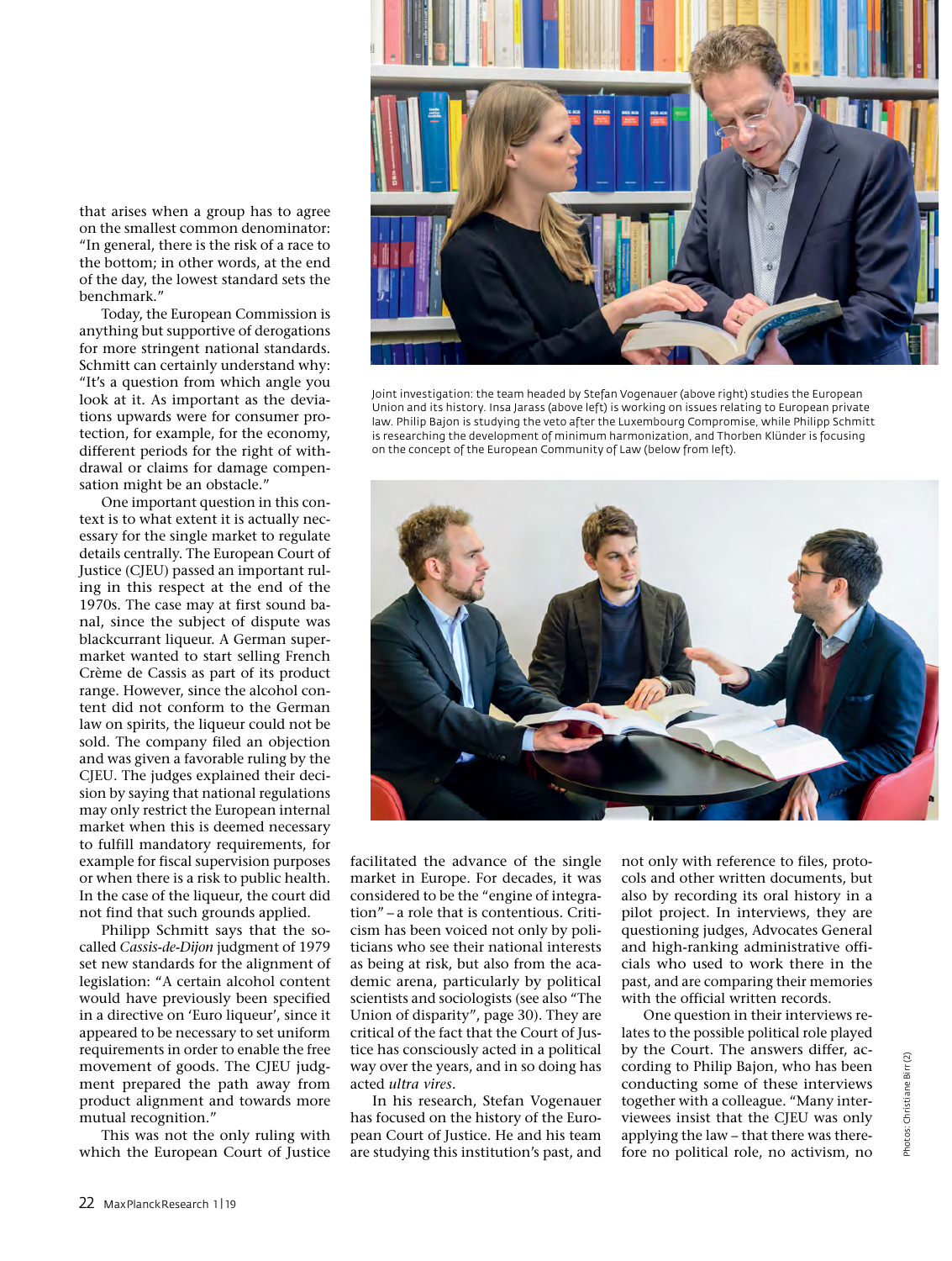that arises when a group has to agree on the smallest common denominator: "In general, there is the risk of a race to the bottom; in other words, at the end of the day, the lowest standard sets the benchmark."

Today, the European Commission is anything but supportive of derogations for more stringent national standards. Schmitt can certainly understand why: "It's a question from which angle you look at it. As important as the deviations upwards were for consumer protection, for example, for the economy, different periods for the right of withdrawal or claims for damage compensation might be an obstacle."

One important question in this context is to what extent it is actually necessary for the single market to regulate details centrally. The European Court of Justice (CJEU) passed an important ruling in this respect at the end of the 1970s. The case may at first sound banal, since the subject of dispute was blackcurrant liqueur. A German supermarket wanted to start selling French Crème de Cassis as part of its product range. However, since the alcohol content did not conform to the German law on spirits, the liqueur could not be sold. The company filed an objection and was given a favorable ruling by the CJEU. The judges explained their decision by saying that national regulations may only restrict the European internal market when this is deemed necessary to fulfill mandatory requirements, for example for fiscal supervision purposes or when there is a risk to public health. In the case of the liqueur, the court did not find that such grounds applied.

Philipp Schmitt says that the so-called *Cassis-de-Dijon* judgment of 1979 set new standards for the alignment of legislation: "A certain alcohol content would have previously been specified in a directive on 'Euro liqueur', since it appeared to be necessary to set uniform requirements in order to enable the free movement of goods. The CJEU judgment prepared the path away from product alignment and towards more mutual recognition."

This was not the only ruling with which the European Court of Justice facilitated the advance of the single market in Europe. For decades, it was considered to be the "engine of integration" – a role that is contentious. Criticism has been voiced not only by politicians who see their national interests as being at risk, but also from the academic arena, particularly by political scientists and sociologists (see also "The Union of disparity", page 30). They are critical of the fact that the Court of Justice has consciously acted in a political way over the years, and in so doing has acted *ultra vires*.

In his research, Stefan Vogenauer has focused on the history of the European Court of Justice. He and his team are studying this institution's past, and not only with reference to files, protocols and other written documents, but also by recording its oral history in a pilot project. In interviews, they are questioning judges, Advocates General and high-ranking administrative officials who used to work there in the past, and are comparing their memories with the official written records.

One question in their interviews relates to the possible political role played by the Court. The answers differ, according to Philip Bajon, who has been conducting some of these interviews together with a colleague. "Many interviewees insist that the CJEU was only applying the law – that there was therefore no political role, no activism, no

Joint investigation: the team headed by Stefan Vogenauer (above right) studies the European Union and its history. Insa Jarass (above left) is working on issues relating to European private law. Philip Bajon is studying the veto after the Luxembourg Compromise, while Philipp Schmitt is researching the development of minimum harmonization, and Thorben Klünder is focusing on the concept of the European Community of Law (below from left).

Photos: Christiane Birr (2)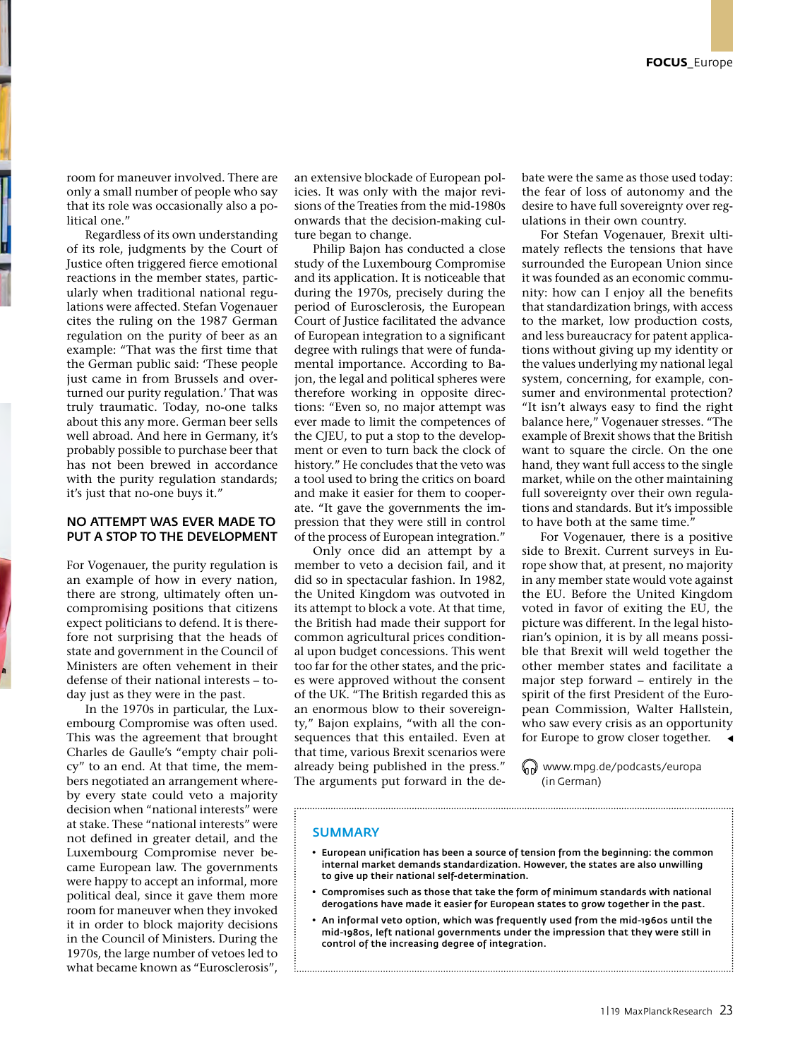room for maneuver involved. There are only a small number of people who say that its role was occasionally also a political one."

Regardless of its own understanding of its role, judgments by the Court of Justice often triggered fierce emotional reactions in the member states, particularly when traditional national regulations were affected. Stefan Vogenauer cites the ruling on the 1987 German regulation on the purity of beer as an example: "That was the first time that the German public said: 'These people just came in from Brussels and overturned our purity regulation.' That was truly traumatic. Today, no-one talks about this any more. German beer sells well abroad. And here in Germany, it's probably possible to purchase beer that has not been brewed in accordance with the purity regulation standards; it's just that no-one buys it."

## NO ATTEMPT WAS EVER MADE TO PUT A STOP TO THE DEVELOPMENT

For Vogenauer, the purity regulation is an example of how in every nation, there are strong, ultimately often uncompromising positions that citizens expect politicians to defend. It is therefore not surprising that the heads of state and government in the Council of Ministers are often vehement in their defense of their national interests – today just as they were in the past.

In the 1970s in particular, the Luxembourg Compromise was often used. This was the agreement that brought Charles de Gaulle's "empty chair policy" to an end. At that time, the members negotiated an arrangement whereby every state could veto a majority decision when "national interests" were at stake. These "national interests" were not defined in greater detail, and the Luxembourg Compromise never became European law. The governments were happy to accept an informal, more political deal, since it gave them more room for maneuver when they invoked it in order to block majority decisions in the Council of Ministers. During the 1970s, the large number of vetoes led to what became known as "Eurosclerosis", an extensive blockade of European policies. It was only with the major revisions of the Treaties from the mid-1980s onwards that the decision-making culture began to change.

Philip Bajon has conducted a close study of the Luxembourg Compromise and its application. It is noticeable that during the 1970s, precisely during the period of Eurosclerosis, the European Court of Justice facilitated the advance of European integration to a significant degree with rulings that were of fundamental importance. According to Bajon, the legal and political spheres were therefore working in opposite directions: "Even so, no major attempt was ever made to limit the competences of the CJEU, to put a stop to the development or even to turn back the clock of history." He concludes that the veto was a tool used to bring the critics on board and make it easier for them to cooperate. "It gave the governments the impression that they were still in control of the process of European integration."

Only once did an attempt by a member to veto a decision fail, and it did so in spectacular fashion. In 1982, the United Kingdom was outvoted in its attempt to block a vote. At that time, the British had made their support for common agricultural prices conditional upon budget concessions. This went too far for the other states, and the prices were approved without the consent of the UK. "The British regarded this as an enormous blow to their sovereignty," Bajon explains, "with all the consequences that this entailed. Even at that time, various Brexit scenarios were already being published in the press." The arguments put forward in the debate were the same as those used today: the fear of loss of autonomy and the desire to have full sovereignty over regulations in their own country.

For Stefan Vogenauer, Brexit ultimately reflects the tensions that have surrounded the European Union since it was founded as an economic community: how can I enjoy all the benefits that standardization brings, with access to the market, low production costs, and less bureaucracy for patent applications without giving up my identity or the values underlying my national legal system, concerning, for example, consumer and environmental protection? "It isn't always easy to find the right balance here," Vogenauer stresses. "The example of Brexit shows that the British want to square the circle. On the one hand, they want full access to the single market, while on the other maintaining full sovereignty over their own regulations and standards. But it's impossible to have both at the same time."

For Vogenauer, there is a positive side to Brexit. Current surveys in Europe show that, at present, no majority in any member state would vote against the EU. Before the United Kingdom voted in favor of exiting the EU, the picture was different. In the legal historian's opinion, it is by all means possible that Brexit will weld together the other member states and facilitate a major step forward – entirely in the spirit of the first President of the European Commission, Walter Hallstein, who saw every crisis as an opportunity for Europe to grow closer together. ◂

www.mpg.de/podcasts/europa (in German)

### SUMMARY

- **European unification has been a source of tension from the beginning: the common internal market demands standardization. However, the states are also unwilling to give up their national self-determination.**
- **Compromises such as those that take the form of minimum standards with national derogations have made it easier for European states to grow together in the past.**
- **An informal veto option, which was frequently used from the mid-1960s until the mid-1980s, left national governments under the impression that they were still in control of the increasing degree of integration.**